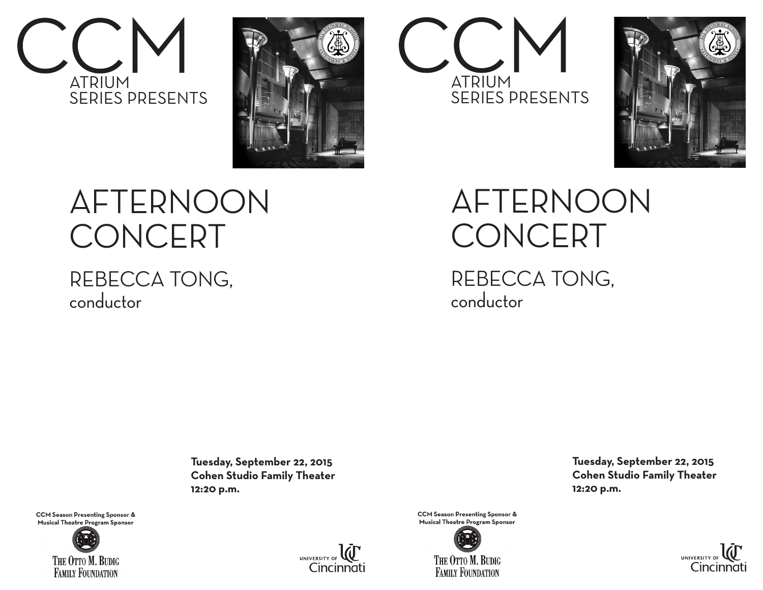# CCM

ATRIUM
SERIES PRESENTS

# AFTERNOON CONCERT

## REBECCA TONG,
conductor

**Tuesday, September 22, 2015**
**Cohen Studio Family Theater**
**12:20 p.m.**

**CCM Season Presenting Sponsor &**
**Musical Theatre Program Sponsor**

THE OTTO M. BUDIG
FAMILY FOUNDATION

UNIVERSITY OF Cincinnati

# CCM

ATRIUM
SERIES PRESENTS

# AFTERNOON CONCERT

## REBECCA TONG,
conductor

**Tuesday, September 22, 2015**
**Cohen Studio Family Theater**
**12:20 p.m.**

**CCM Season Presenting Sponsor &**
**Musical Theatre Program Sponsor**

THE OTTO M. BUDIG
FAMILY FOUNDATION

UNIVERSITY OF Cincinnati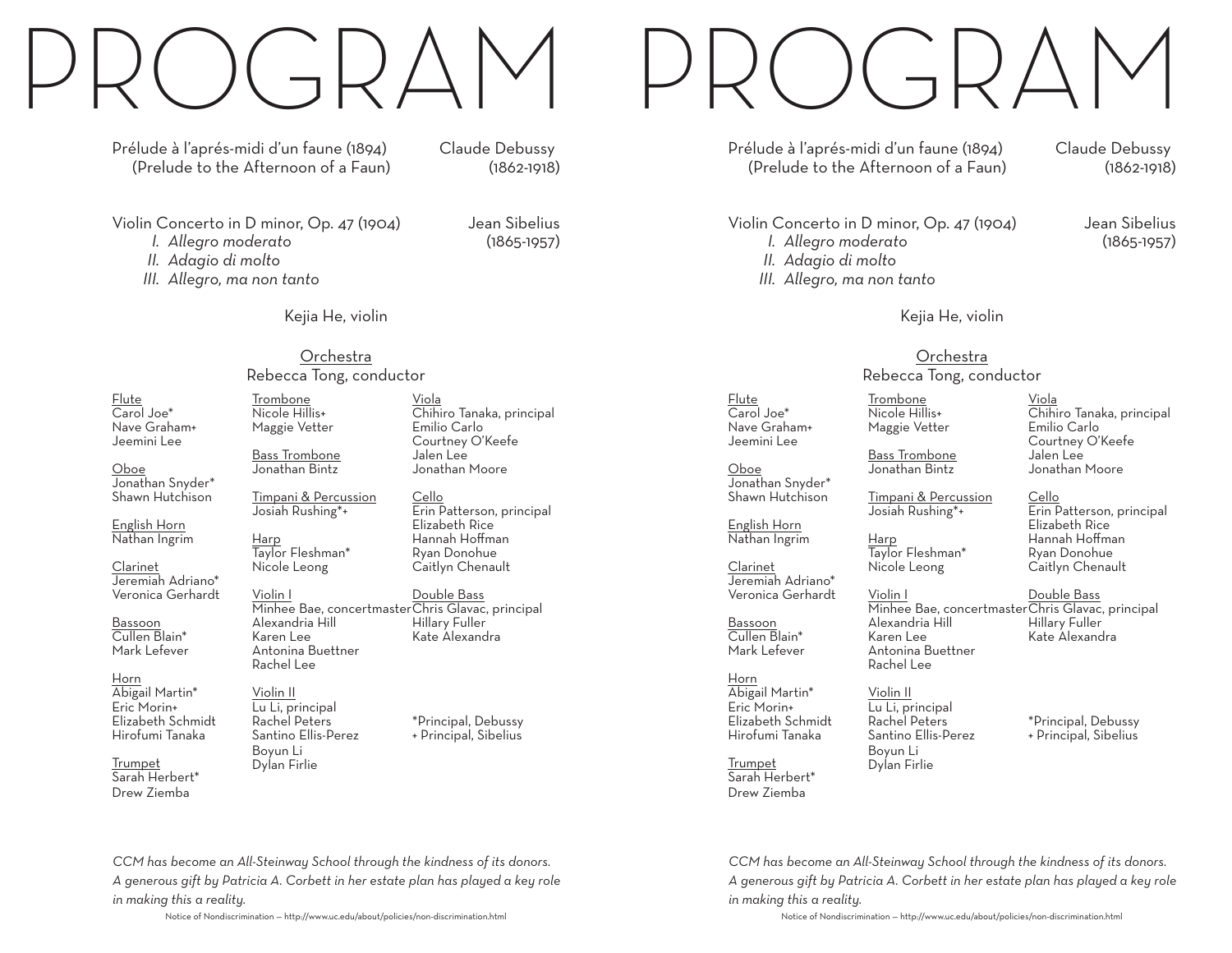# PROGRAM

Prélude à l'aprés-midi d'un faune (1894) (Prelude to the Afternoon of a Faun) — Claude Debussy (1862-1918)

Violin Concerto in D minor, Op. 47 (1904) — Jean Sibelius (1865-1957)

*I. Allegro moderato*
*II. Adagio di molto*
*III. Allegro, ma non tanto*

Kejia He, violin

## Orchestra

Rebecca Tong, conductor

Flute
Carol Joe*
Nave Graham+
Jeemini Lee

Oboe
Jonathan Snyder*
Shawn Hutchison

English Horn
Nathan Ingrim

Clarinet
Jeremiah Adriano*
Veronica Gerhardt

Bassoon
Cullen Blain*
Mark Lefever

Horn
Abigail Martin*
Eric Morin+
Elizabeth Schmidt
Hirofumi Tanaka

Trumpet
Sarah Herbert*
Drew Ziemba

Trombone
Nicole Hillis+
Maggie Vetter

Bass Trombone
Jonathan Bintz

Timpani & Percussion
Josiah Rushing*+

Harp
Taylor Fleshman*
Nicole Leong

Violin I
Minhee Bae, concertmaster
Alexandria Hill
Karen Lee
Antonina Buettner
Rachel Lee

Violin II
Lu Li, principal
Rachel Peters
Santino Ellis-Perez
Boyun Li
Dylan Firlie

Viola
Chihiro Tanaka, principal
Emilio Carlo
Courtney O'Keefe
Jalen Lee
Jonathan Moore

Cello
Erin Patterson, principal
Elizabeth Rice
Hannah Hoffman
Ryan Donohue
Caitlyn Chenault

Double Bass
Chris Glavac, principal
Hillary Fuller
Kate Alexandra

*Principal, Debussy
+ Principal, Sibelius

*CCM has become an All-Steinway School through the kindness of its donors. A generous gift by Patricia A. Corbett in her estate plan has played a key role in making this a reality.*

Notice of Nondiscrimination — http://www.uc.edu/about/policies/non-discrimination.html

# PROGRAM

Prélude à l'aprés-midi d'un faune (1894) (Prelude to the Afternoon of a Faun) — Claude Debussy (1862-1918)

Violin Concerto in D minor, Op. 47 (1904) — Jean Sibelius (1865-1957)

*I. Allegro moderato*
*II. Adagio di molto*
*III. Allegro, ma non tanto*

Kejia He, violin

## Orchestra

Rebecca Tong, conductor

Flute
Carol Joe*
Nave Graham+
Jeemini Lee

Oboe
Jonathan Snyder*
Shawn Hutchison

English Horn
Nathan Ingrim

Clarinet
Jeremiah Adriano*
Veronica Gerhardt

Bassoon
Cullen Blain*
Mark Lefever

Horn
Abigail Martin*
Eric Morin+
Elizabeth Schmidt
Hirofumi Tanaka

Trumpet
Sarah Herbert*
Drew Ziemba

Trombone
Nicole Hillis+
Maggie Vetter

Bass Trombone
Jonathan Bintz

Timpani & Percussion
Josiah Rushing*+

Harp
Taylor Fleshman*
Nicole Leong

Violin I
Minhee Bae, concertmaster
Alexandria Hill
Karen Lee
Antonina Buettner
Rachel Lee

Violin II
Lu Li, principal
Rachel Peters
Santino Ellis-Perez
Boyun Li
Dylan Firlie

Viola
Chihiro Tanaka, principal
Emilio Carlo
Courtney O'Keefe
Jalen Lee
Jonathan Moore

Cello
Erin Patterson, principal
Elizabeth Rice
Hannah Hoffman
Ryan Donohue
Caitlyn Chenault

Double Bass
Chris Glavac, principal
Hillary Fuller
Kate Alexandra

*Principal, Debussy
+ Principal, Sibelius

*CCM has become an All-Steinway School through the kindness of its donors. A generous gift by Patricia A. Corbett in her estate plan has played a key role in making this a reality.*

Notice of Nondiscrimination — http://www.uc.edu/about/policies/non-discrimination.html